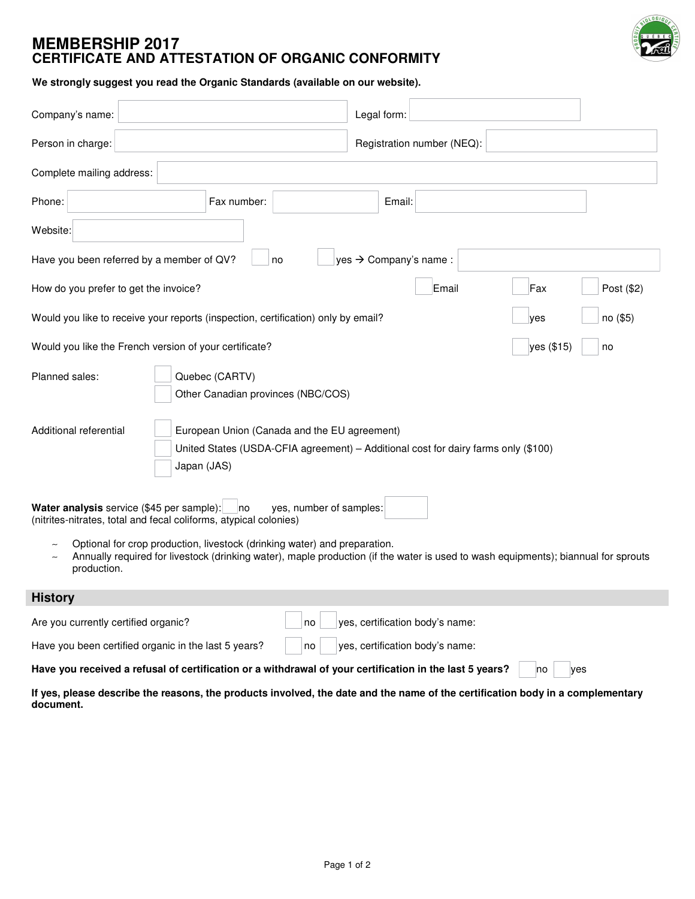# MEMBERSHIP 2017
## CERTIFICATE AND ATTESTATION OF ORGANIC CONFORMITY

**We strongly suggest you read the Organic Standards (available on our website).**

Company's name: ____________________ Legal form: ____________________

Person in charge: ____________________ Registration number (NEQ): ____________________

Complete mailing address: ____________________

Phone: ____________________ Fax number: ____________________ Email: ____________________

Website: ____________________

Have you been referred by a member of QV? ☐ no ☐ yes → Company's name : ____________________

How do you prefer to get the invoice? ☐ Email ☐ Fax ☐ Post ($2)

Would you like to receive your reports (inspection, certification) only by email? ☐ yes ☐ no ($5)

Would you like the French version of your certificate? ☐ yes ($15) ☐ no

Planned sales:
- ☐ Quebec (CARTV)
- ☐ Other Canadian provinces (NBC/COS)

Additional referential
- ☐ European Union (Canada and the EU agreement)
- ☐ United States (USDA-CFIA agreement) – Additional cost for dairy farms only ($100)
- ☐ Japan (JAS)

**Water analysis** service ($45 per sample): ☐ no yes, number of samples: ____
(nitrites-nitrates, total and fecal coliforms, atypical colonies)

- Optional for crop production, livestock (drinking water) and preparation.
- Annually required for livestock (drinking water), maple production (if the water is used to wash equipments); biannual for sprouts production.

## History

Are you currently certified organic? ☐ no ☐ yes, certification body's name:

Have you been certified organic in the last 5 years? ☐ no ☐ yes, certification body's name:

**Have you received a refusal of certification or a withdrawal of your certification in the last 5 years?** ☐ no ☐ yes

**If yes, please describe the reasons, the products involved, the date and the name of the certification body in a complementary document.**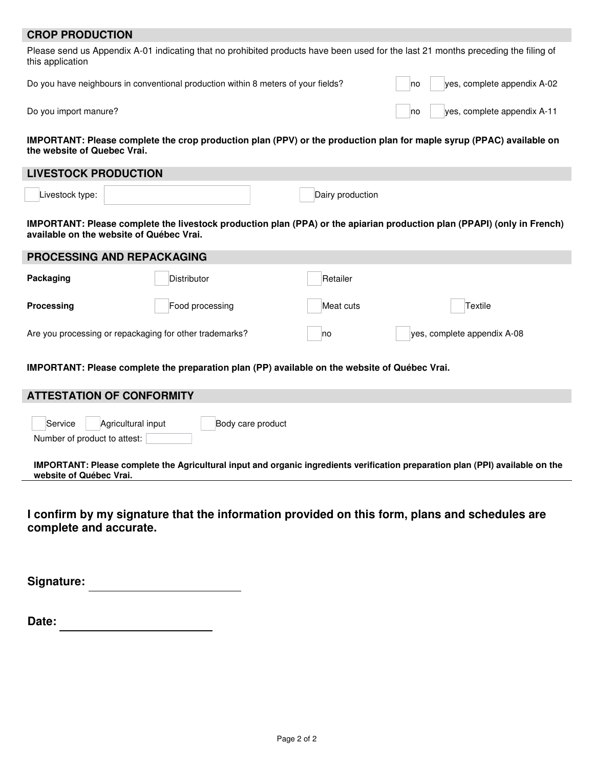## CROP PRODUCTION

Please send us Appendix A-01 indicating that no prohibited products have been used for the last 21 months preceding the filing of this application

Do you have neighbours in conventional production within 8 meters of your fields? ☐ no ☐ yes, complete appendix A-02

Do you import manure? ☐ no ☐ yes, complete appendix A-11

**IMPORTANT: Please complete the crop production plan (PPV) or the production plan for maple syrup (PPAC) available on the website of Quebec Vrai.**

## LIVESTOCK PRODUCTION

☐ Livestock type: ______ ☐ Dairy production

**IMPORTANT: Please complete the livestock production plan (PPA) or the apiarian production plan (PPAPI) (only in French) available on the website of Québec Vrai.**

## PROCESSING AND REPACKAGING

**Packaging** ☐ Distributor ☐ Retailer

**Processing** ☐ Food processing ☐ Meat cuts ☐ Textile

Are you processing or repackaging for other trademarks? ☐ no ☐ yes, complete appendix A-08

**IMPORTANT: Please complete the preparation plan (PP) available on the website of Québec Vrai.**

## ATTESTATION OF CONFORMITY

☐ Service ☐ Agricultural input ☐ Body care product

Number of product to attest: ______

**IMPORTANT: Please complete the Agricultural input and organic ingredients verification preparation plan (PPI) available on the website of Québec Vrai.**

**I confirm by my signature that the information provided on this form, plans and schedules are complete and accurate.**

**Signature:** ______________________

**Date:** ______________________